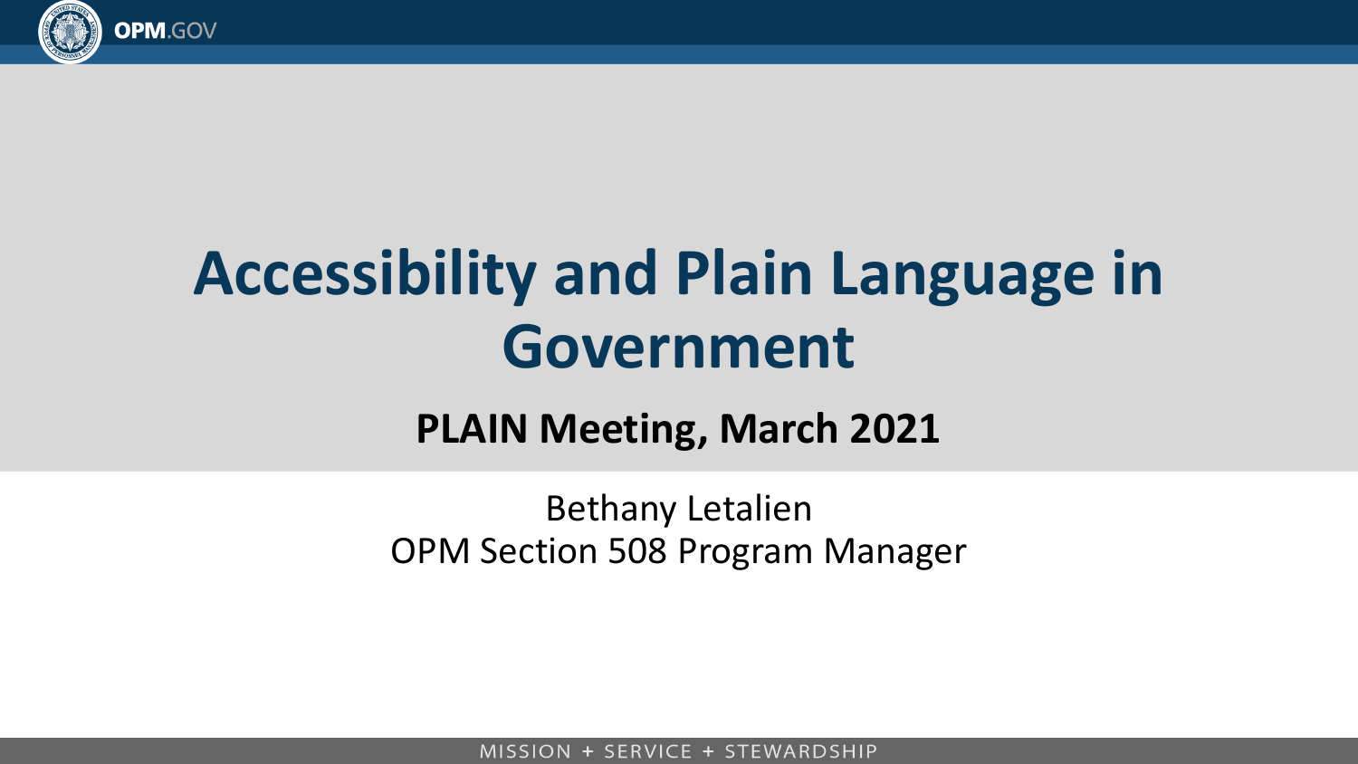# Accessibility and Plain Language in Government

## PLAIN Meeting, March 2021

Bethany Letalien
OPM Section 508 Program Manager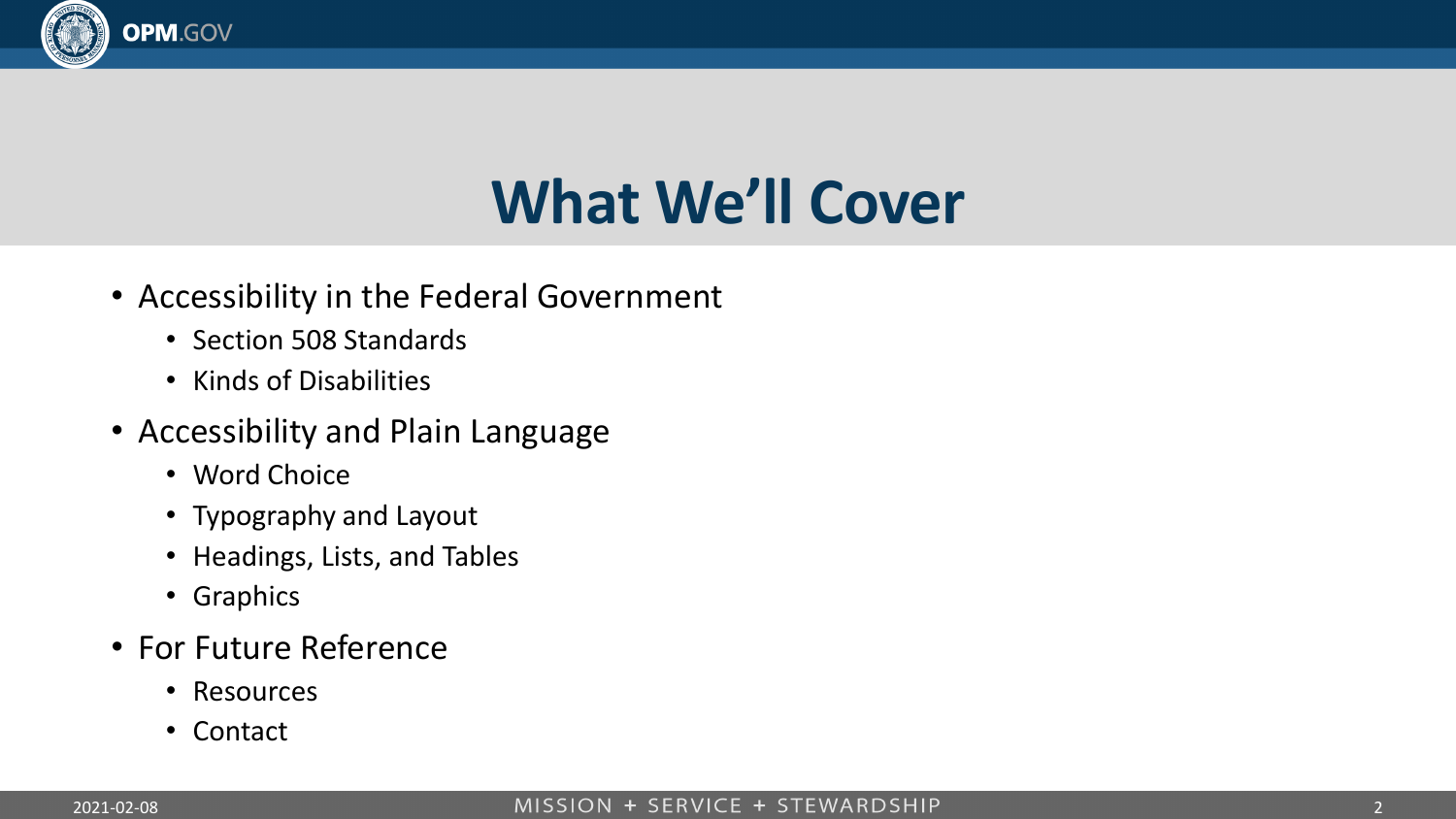# What We'll Cover

- Accessibility in the Federal Government
  - Section 508 Standards
  - Kinds of Disabilities
- Accessibility and Plain Language
  - Word Choice
  - Typography and Layout
  - Headings, Lists, and Tables
  - Graphics
- For Future Reference
  - Resources
  - Contact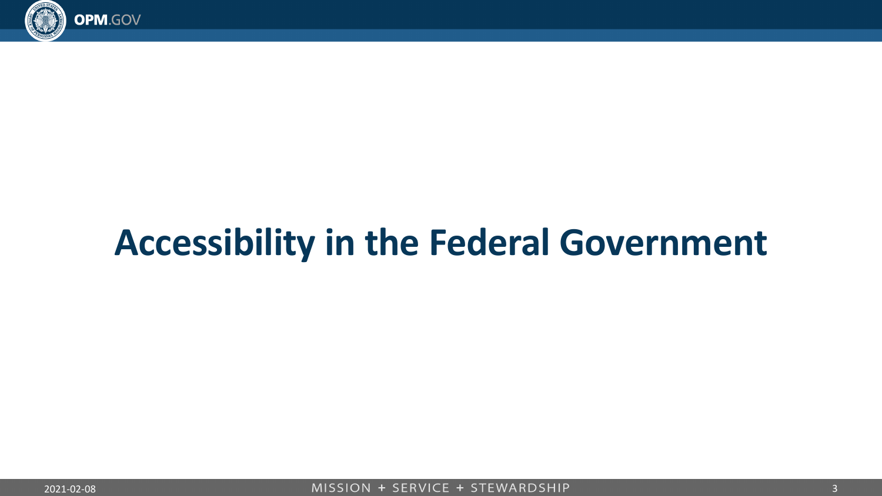# Accessibility in the Federal Government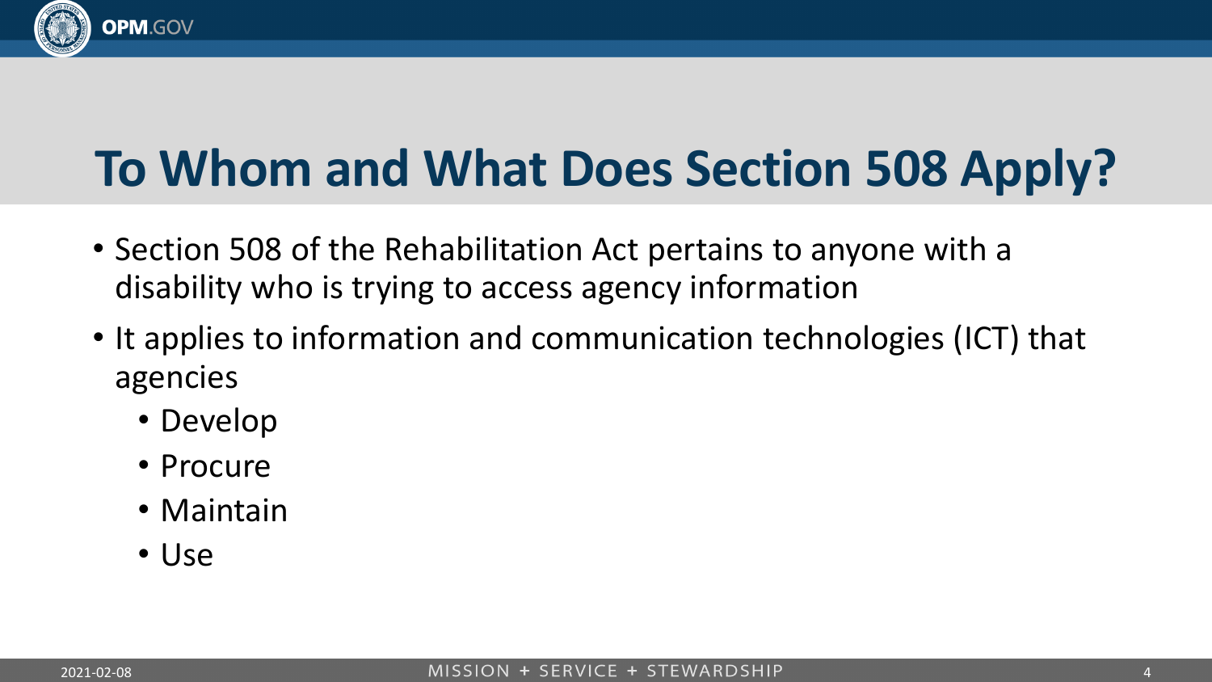# To Whom and What Does Section 508 Apply?

- Section 508 of the Rehabilitation Act pertains to anyone with a disability who is trying to access agency information
- It applies to information and communication technologies (ICT) that agencies
  - Develop
  - Procure
  - Maintain
  - Use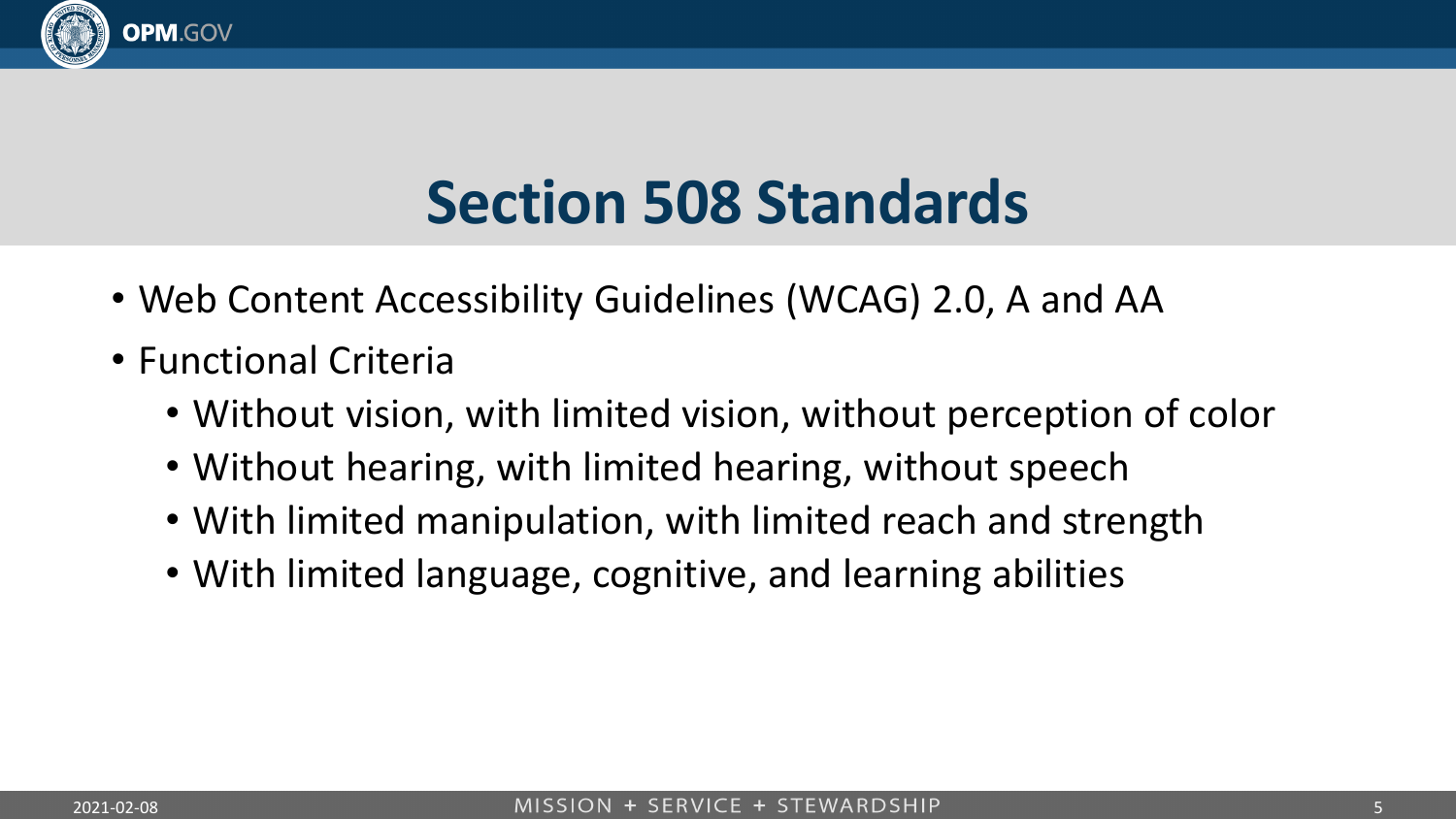# Section 508 Standards

- Web Content Accessibility Guidelines (WCAG) 2.0, A and AA
- Functional Criteria
  - Without vision, with limited vision, without perception of color
  - Without hearing, with limited hearing, without speech
  - With limited manipulation, with limited reach and strength
  - With limited language, cognitive, and learning abilities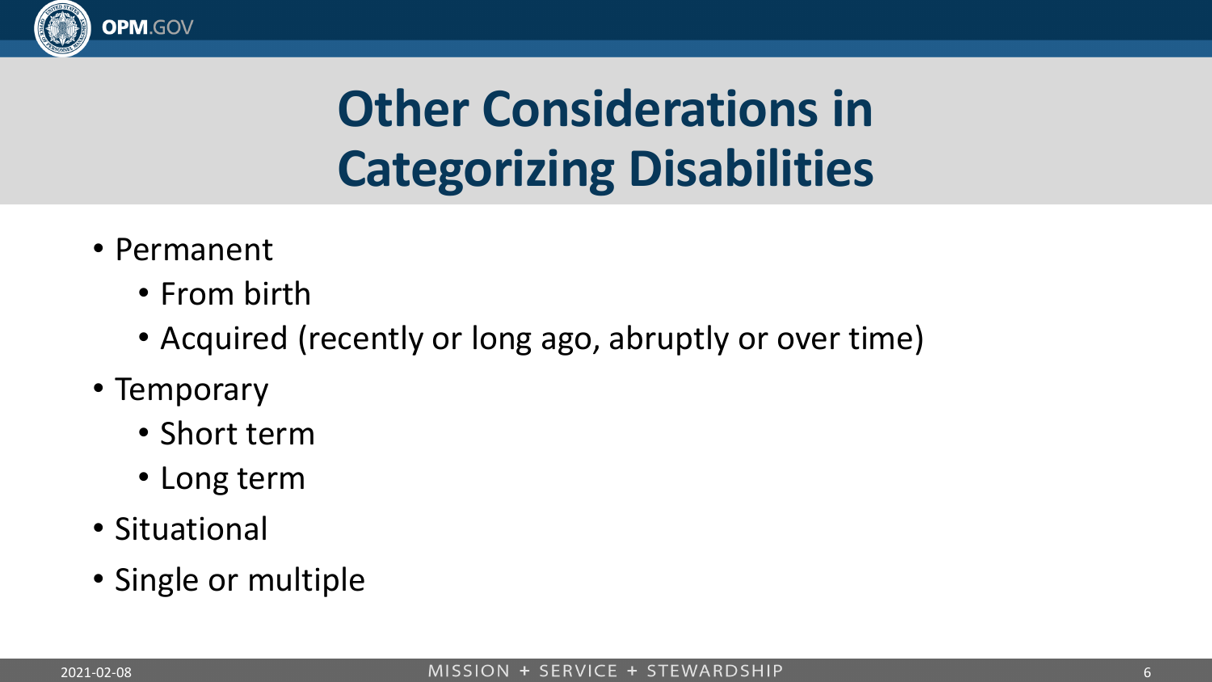# Other Considerations in Categorizing Disabilities

- Permanent
  - From birth
  - Acquired (recently or long ago, abruptly or over time)
- Temporary
  - Short term
  - Long term
- Situational
- Single or multiple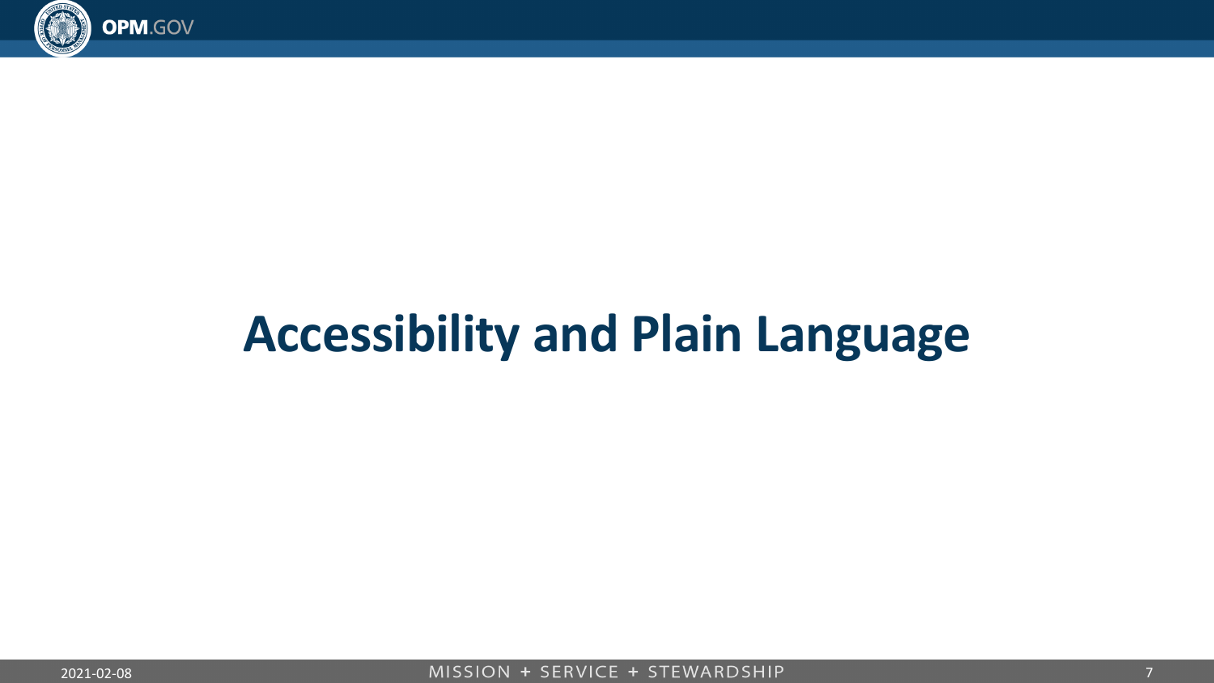# Accessibility and Plain Language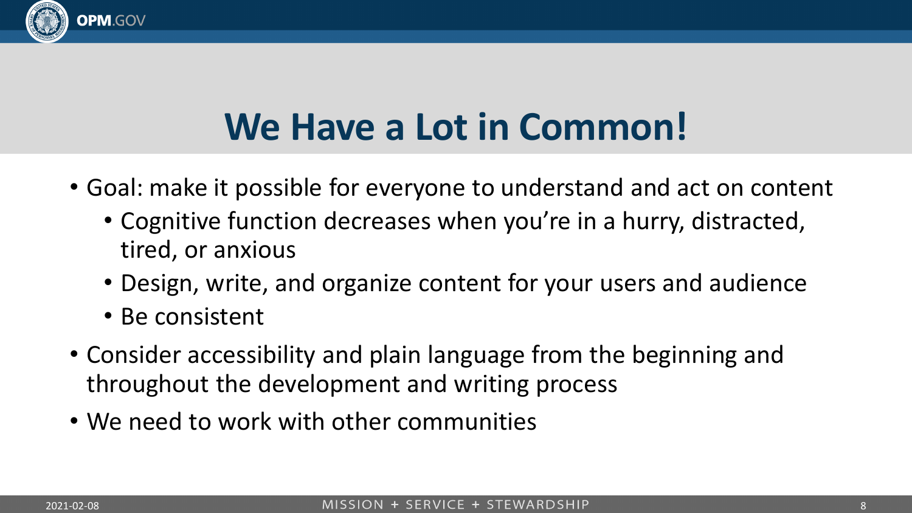# We Have a Lot in Common!

- Goal: make it possible for everyone to understand and act on content
  - Cognitive function decreases when you're in a hurry, distracted, tired, or anxious
  - Design, write, and organize content for your users and audience
  - Be consistent
- Consider accessibility and plain language from the beginning and throughout the development and writing process
- We need to work with other communities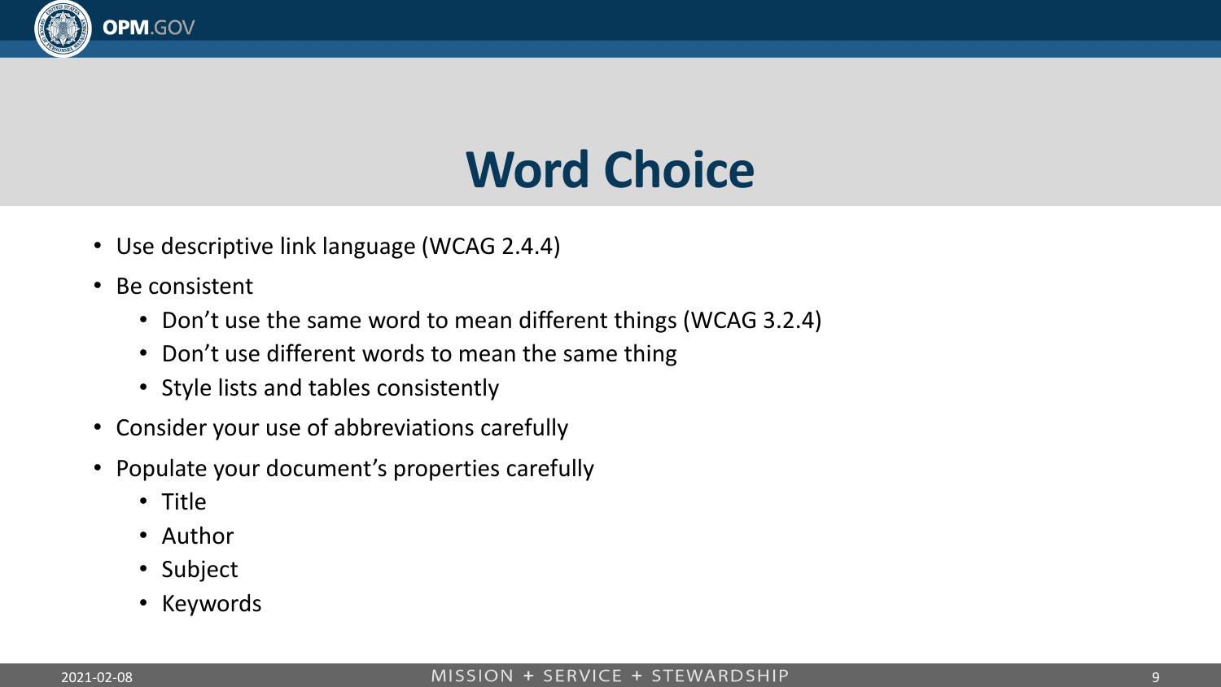# Word Choice

- Use descriptive link language (WCAG 2.4.4)
- Be consistent
  - Don't use the same word to mean different things (WCAG 3.2.4)
  - Don't use different words to mean the same thing
  - Style lists and tables consistently
- Consider your use of abbreviations carefully
- Populate your document's properties carefully
  - Title
  - Author
  - Subject
  - Keywords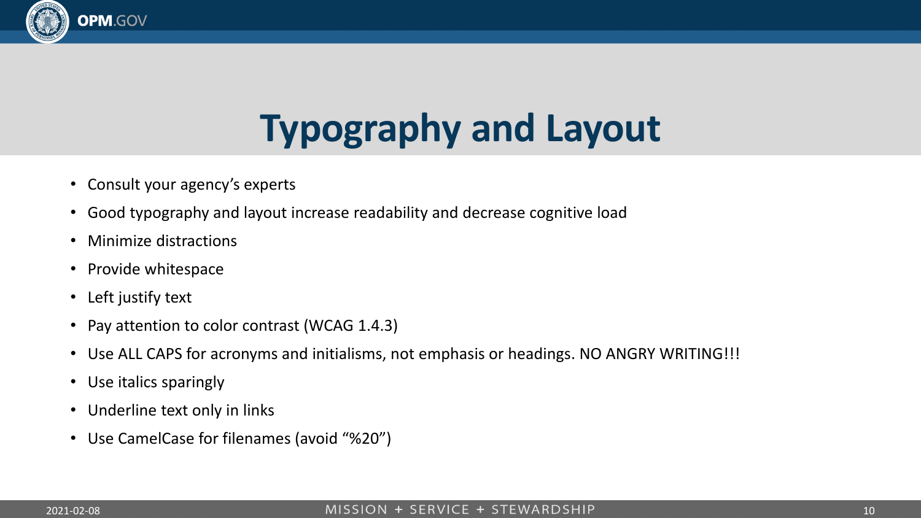# Typography and Layout

- Consult your agency's experts
- Good typography and layout increase readability and decrease cognitive load
- Minimize distractions
- Provide whitespace
- Left justify text
- Pay attention to color contrast (WCAG 1.4.3)
- Use ALL CAPS for acronyms and initialisms, not emphasis or headings. NO ANGRY WRITING!!!
- Use italics sparingly
- Underline text only in links
- Use CamelCase for filenames (avoid "%20")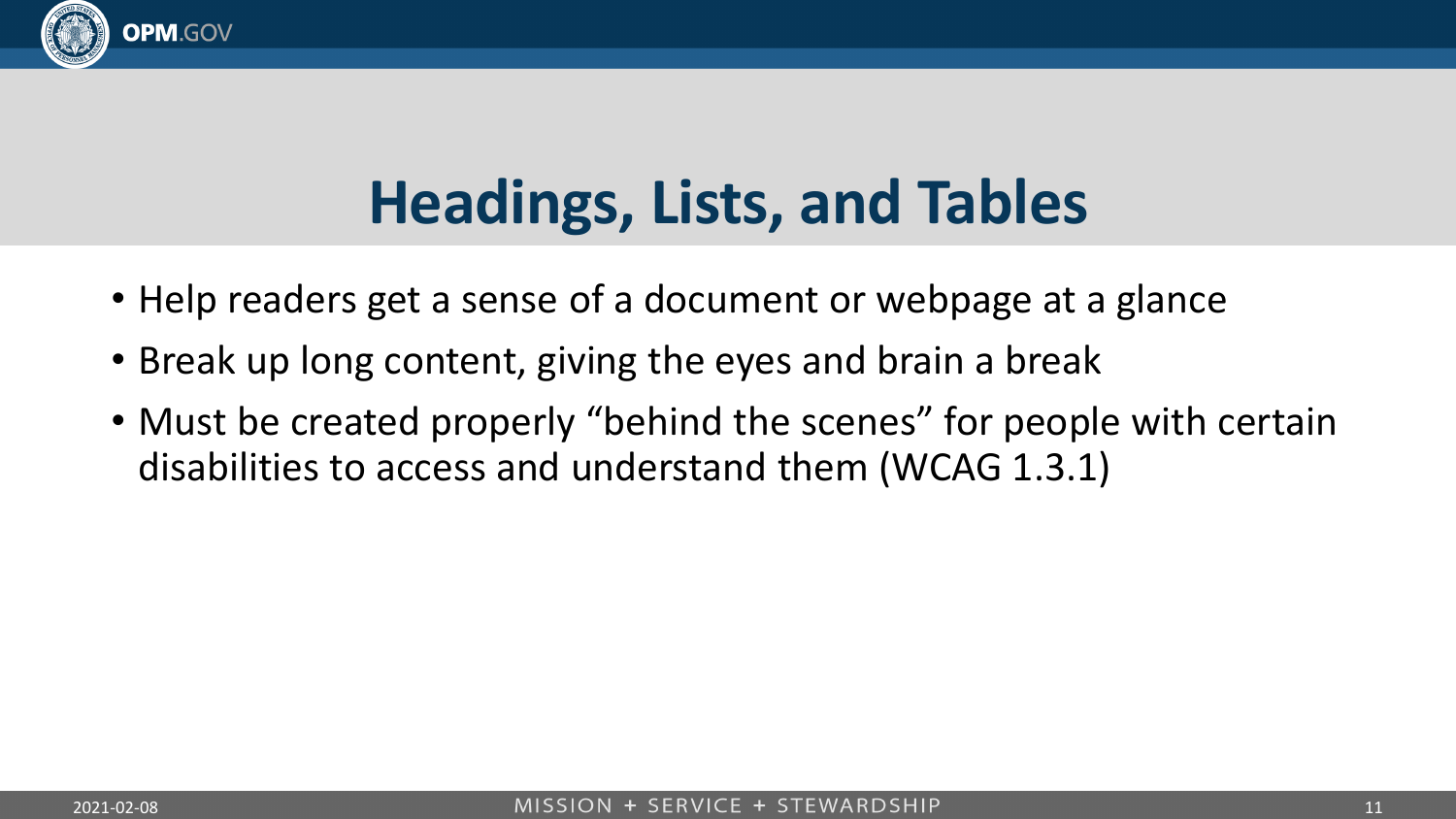# Headings, Lists, and Tables

- Help readers get a sense of a document or webpage at a glance
- Break up long content, giving the eyes and brain a break
- Must be created properly "behind the scenes" for people with certain disabilities to access and understand them (WCAG 1.3.1)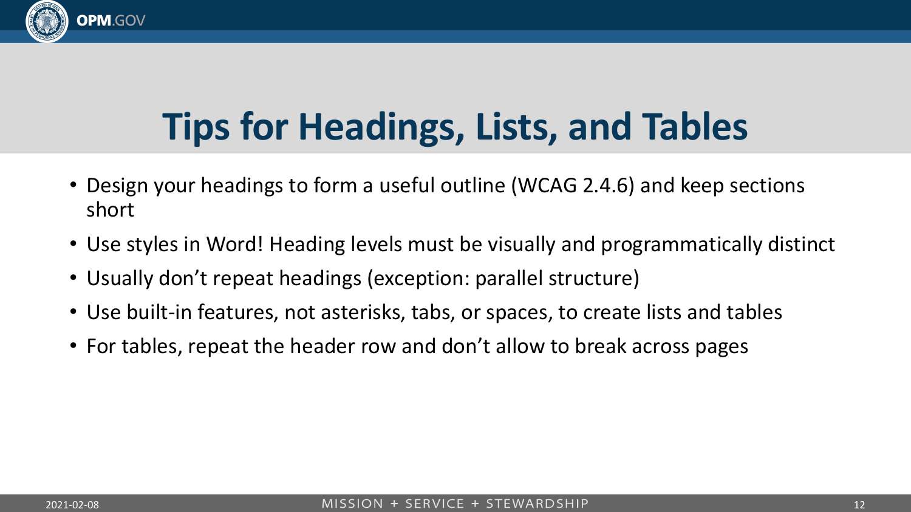# Tips for Headings, Lists, and Tables

- Design your headings to form a useful outline (WCAG 2.4.6) and keep sections short
- Use styles in Word! Heading levels must be visually and programmatically distinct
- Usually don't repeat headings (exception: parallel structure)
- Use built-in features, not asterisks, tabs, or spaces, to create lists and tables
- For tables, repeat the header row and don't allow to break across pages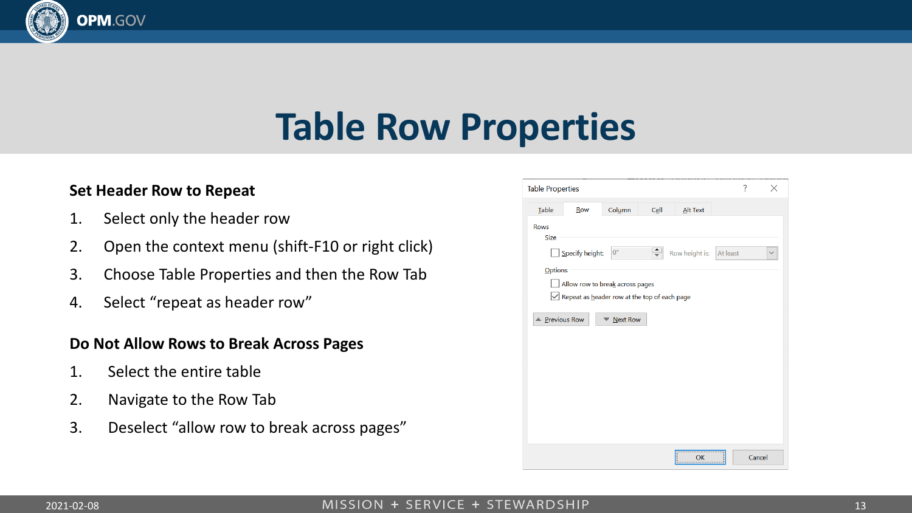# Table Row Properties

**Set Header Row to Repeat**

1. Select only the header row
2. Open the context menu (shift-F10 or right click)
3. Choose Table Properties and then the Row Tab
4. Select “repeat as header row”

**Do Not Allow Rows to Break Across Pages**

1. Select the entire table
2. Navigate to the Row Tab
3. Deselect “allow row to break across pages”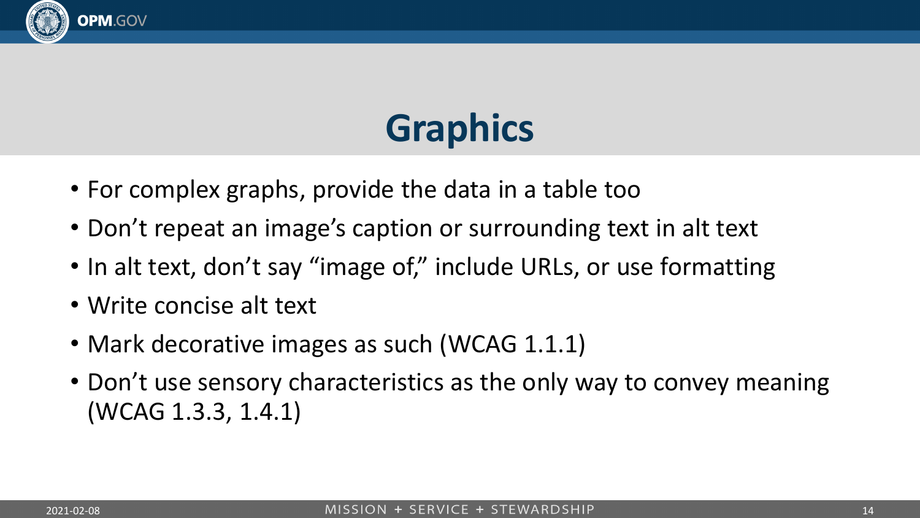# Graphics

- For complex graphs, provide the data in a table too
- Don't repeat an image's caption or surrounding text in alt text
- In alt text, don't say "image of," include URLs, or use formatting
- Write concise alt text
- Mark decorative images as such (WCAG 1.1.1)
- Don't use sensory characteristics as the only way to convey meaning (WCAG 1.3.3, 1.4.1)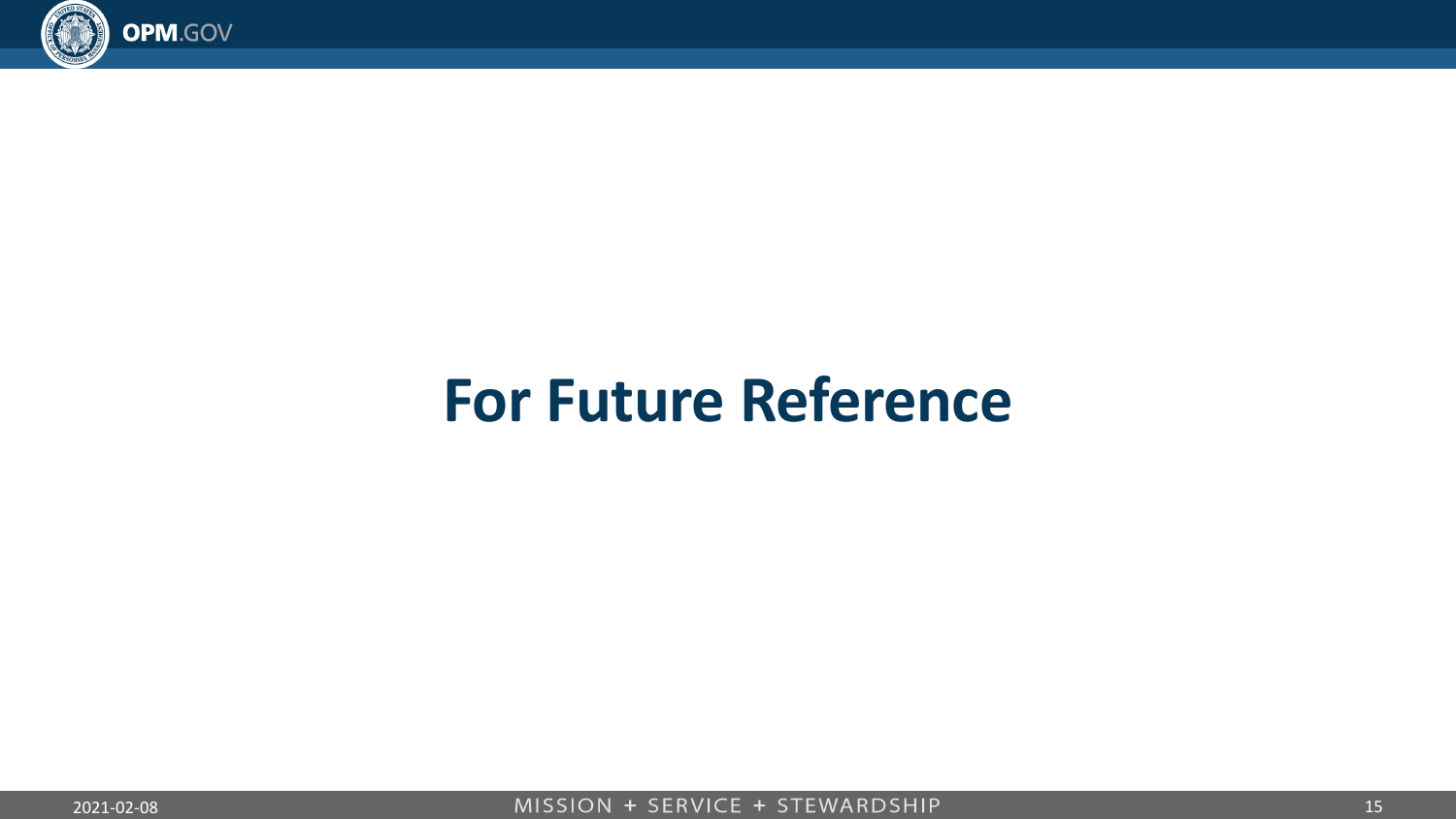# For Future Reference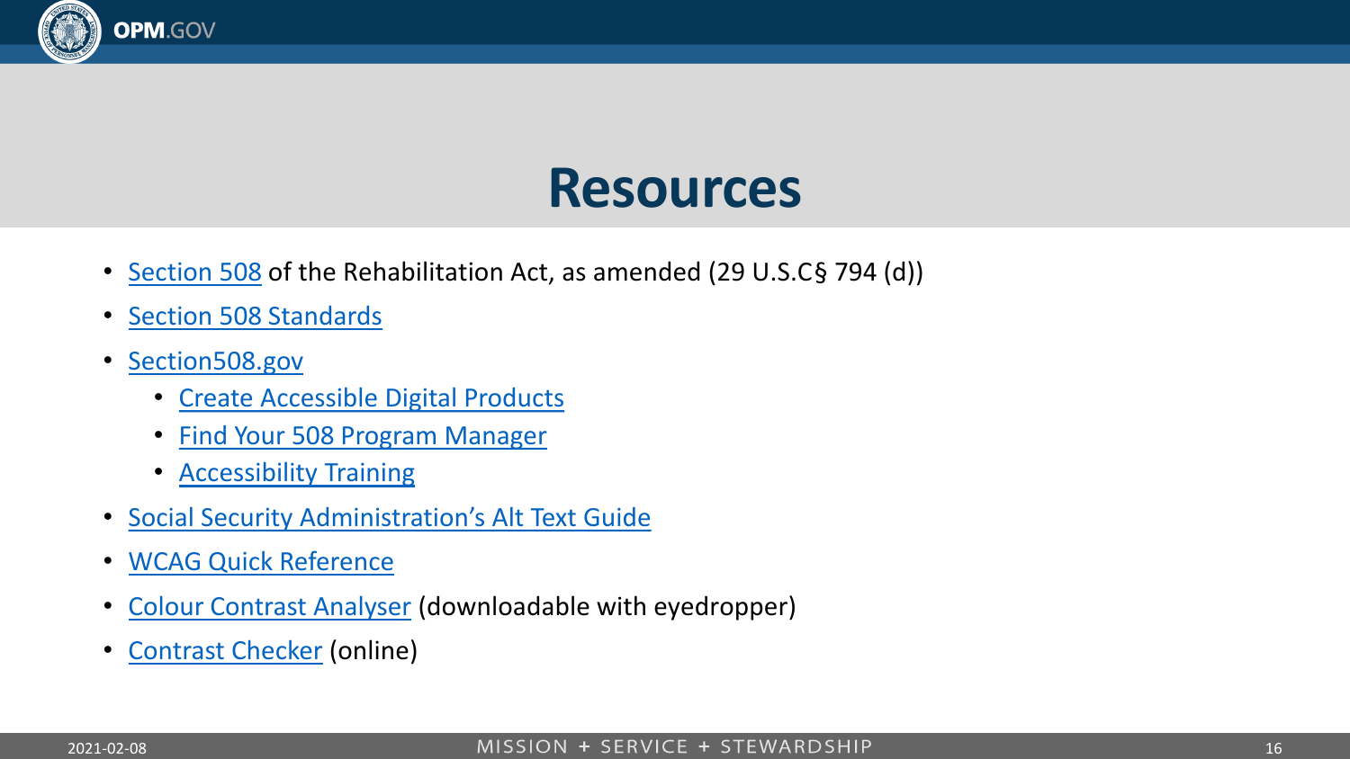# Resources

- Section 508 of the Rehabilitation Act, as amended (29 U.S.C§ 794 (d))
- Section 508 Standards
- Section508.gov
  - Create Accessible Digital Products
  - Find Your 508 Program Manager
  - Accessibility Training
- Social Security Administration's Alt Text Guide
- WCAG Quick Reference
- Colour Contrast Analyser (downloadable with eyedropper)
- Contrast Checker (online)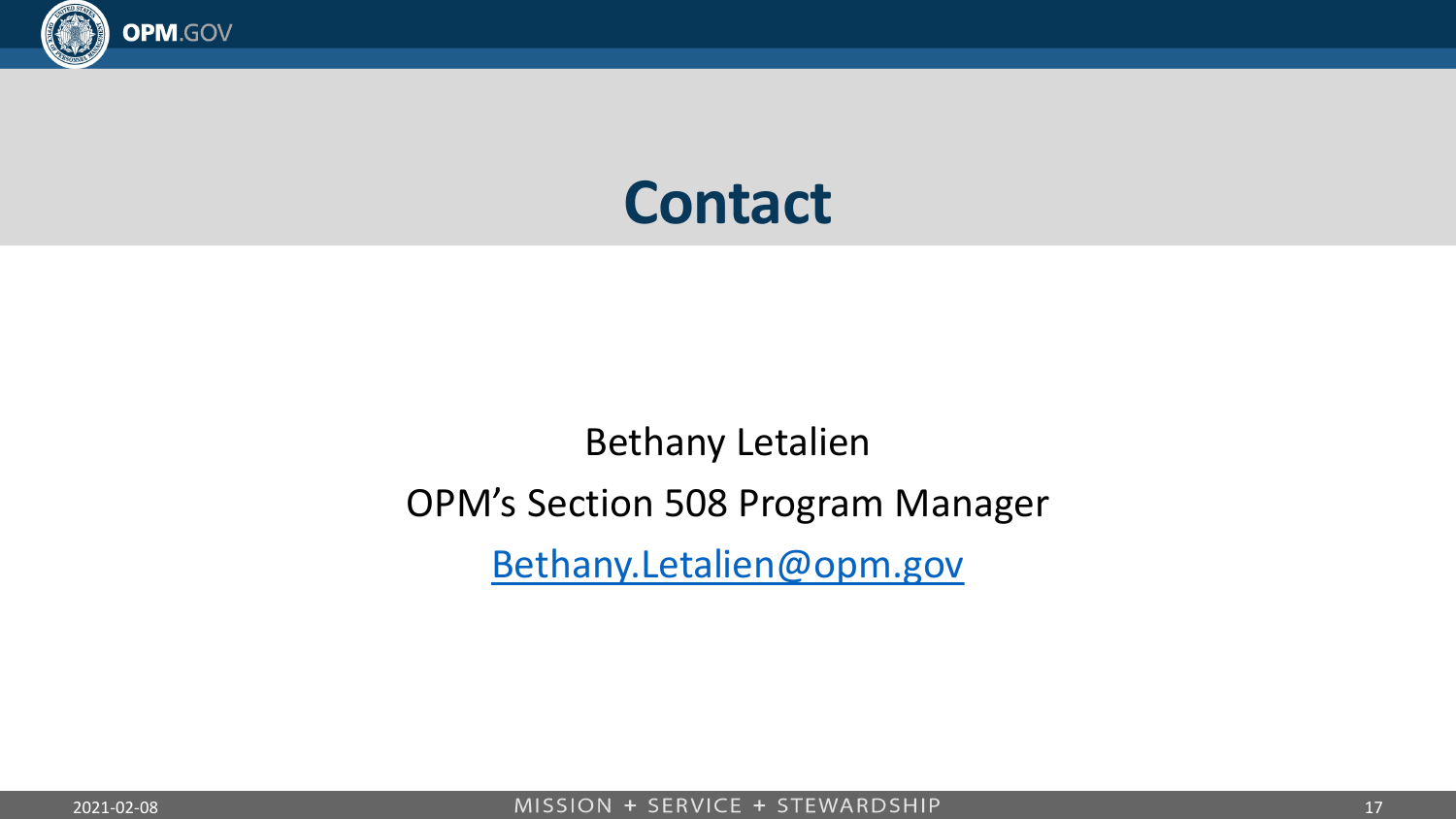# Contact

Bethany Letalien

OPM's Section 508 Program Manager

[Bethany.Letalien@opm.gov](mailto:Bethany.Letalien@opm.gov)